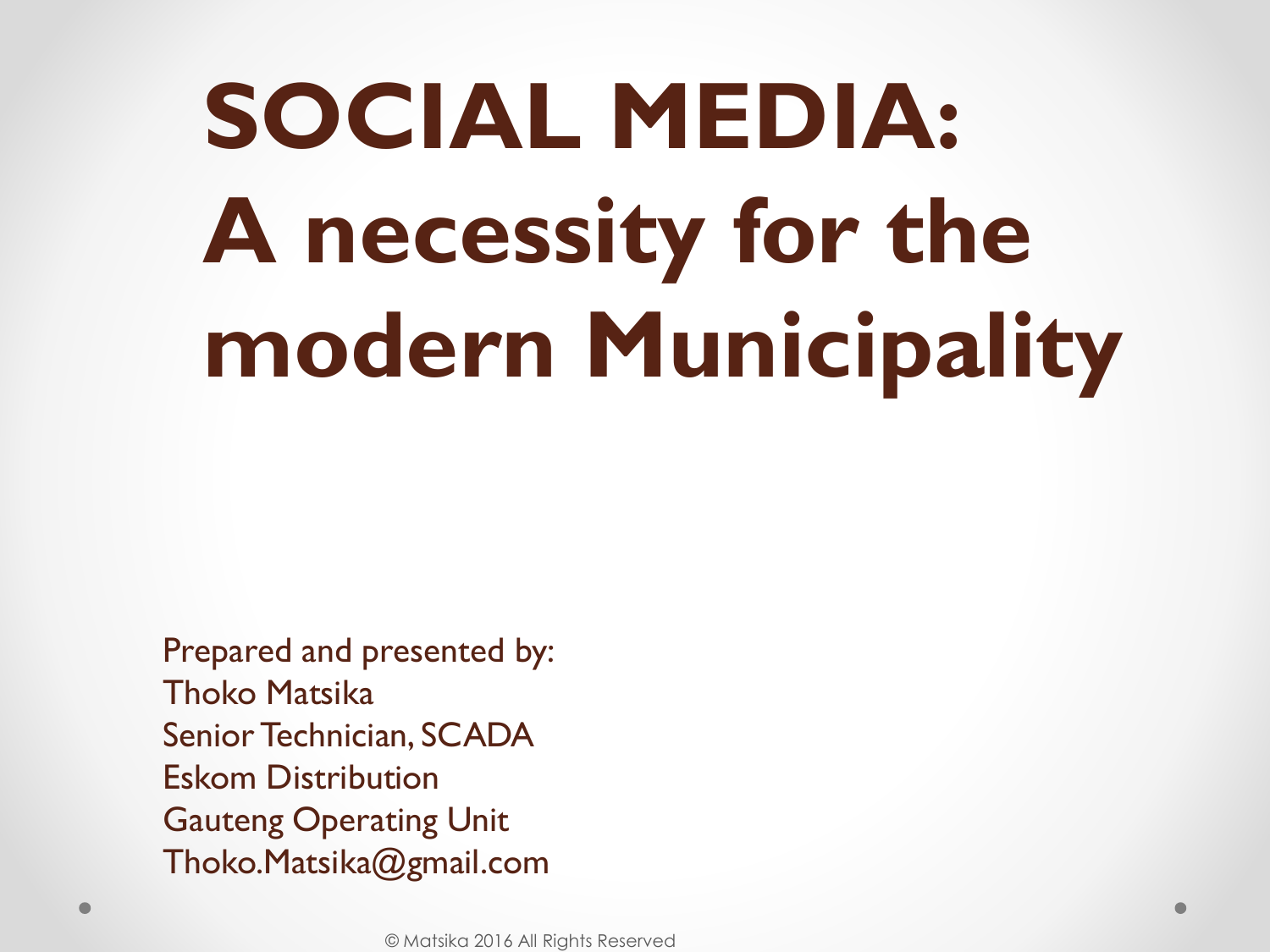# SOCIAL MEDIA: A necessity for the modern Municipality

Prepared and presented by:
Thoko Matsika
Senior Technician, SCADA
Eskom Distribution
Gauteng Operating Unit
Thoko.Matsika@gmail.com

© Matsika 2016 All Rights Reserved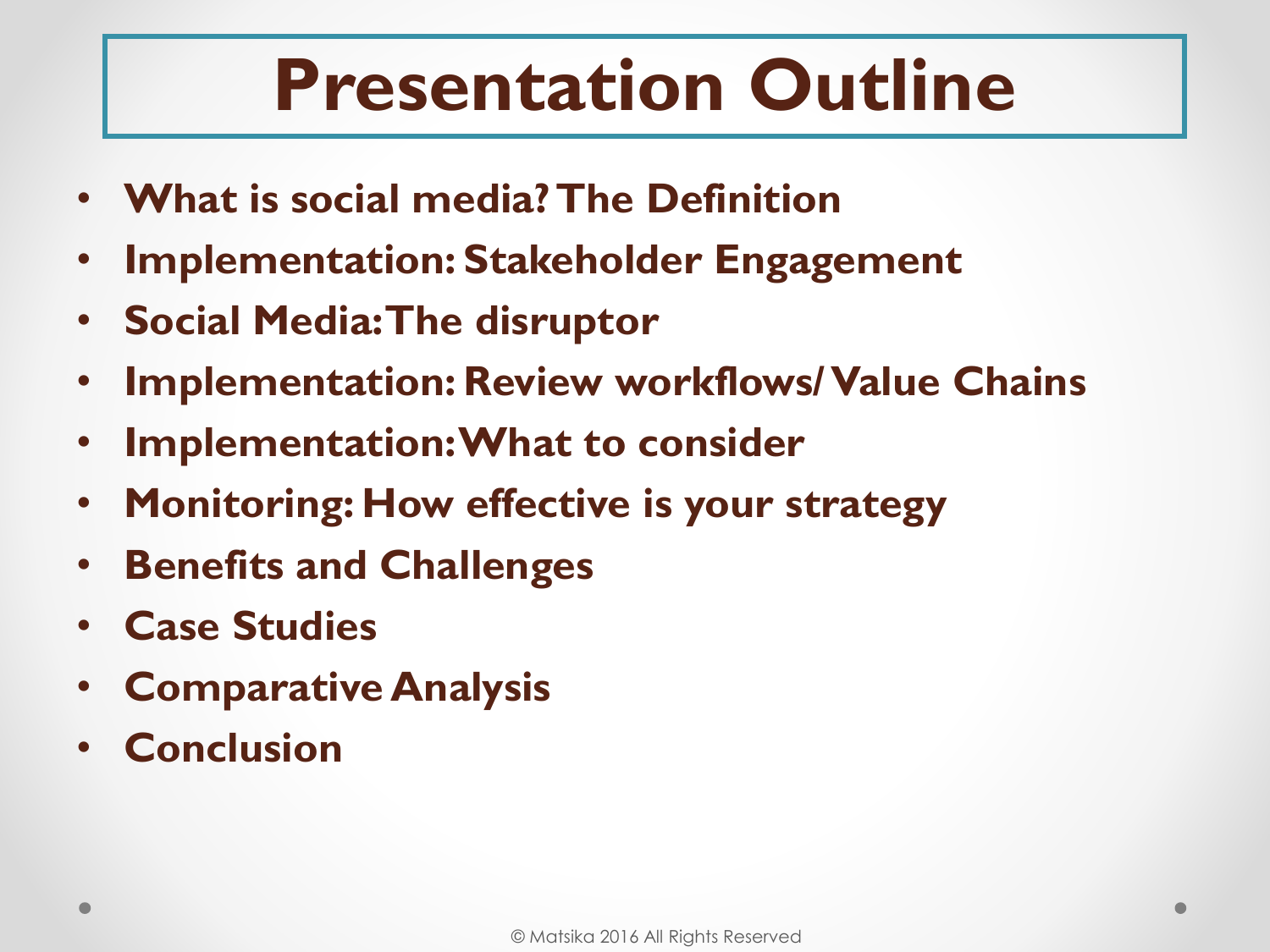# Presentation Outline

- **What is social media? The Definition**
- **Implementation: Stakeholder Engagement**
- **Social Media: The disruptor**
- **Implementation: Review workflows/ Value Chains**
- **Implementation: What to consider**
- **Monitoring: How effective is your strategy**
- **Benefits and Challenges**
- **Case Studies**
- **Comparative Analysis**
- **Conclusion**

© Matsika 2016 All Rights Reserved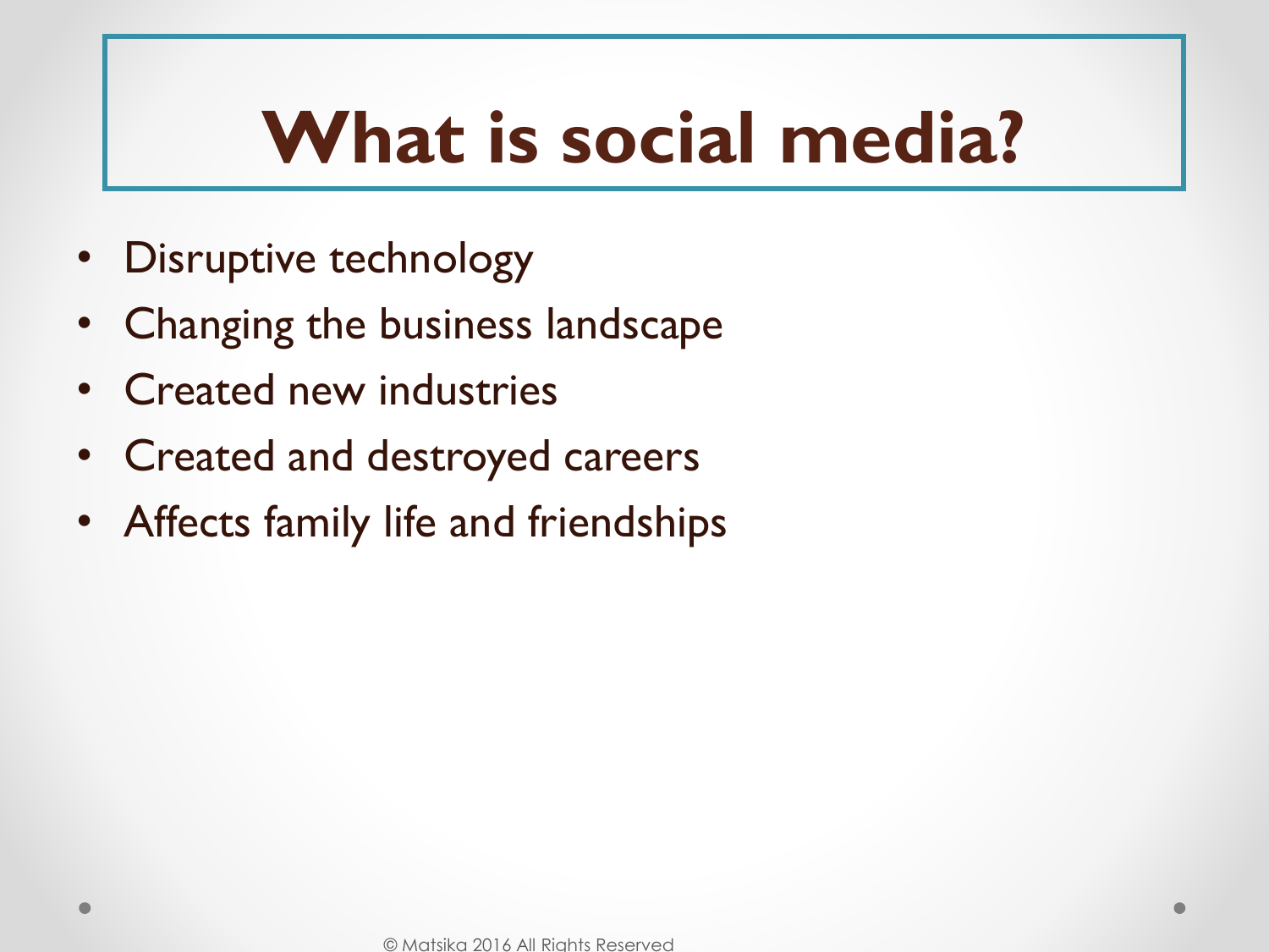# What is social media?

- Disruptive technology
- Changing the business landscape
- Created new industries
- Created and destroyed careers
- Affects family life and friendships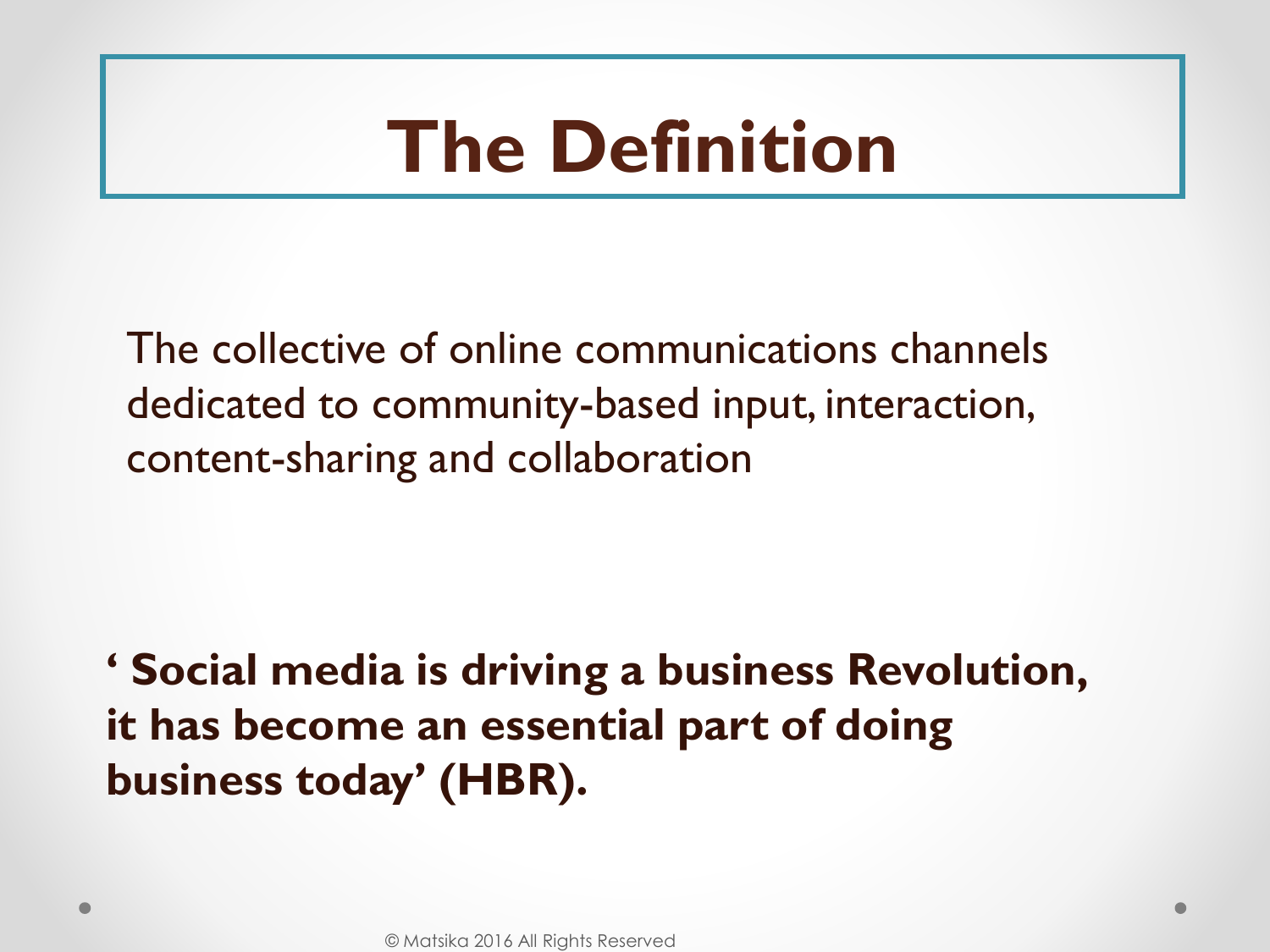# The Definition

The collective of online communications channels dedicated to community-based input, interaction, content-sharing and collaboration

**' Social media is driving a business Revolution, it has become an essential part of doing business today' (HBR).**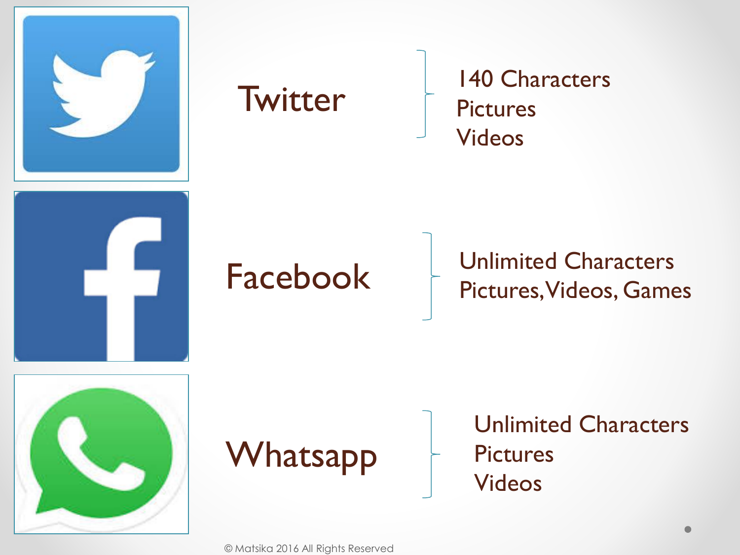**Twitter**

- 140 Characters
- Pictures
- Videos

**Facebook**

- Unlimited Characters
- Pictures, Videos, Games

**Whatsapp**

- Unlimited Characters
- Pictures
- Videos

© Matsika 2016 All Rights Reserved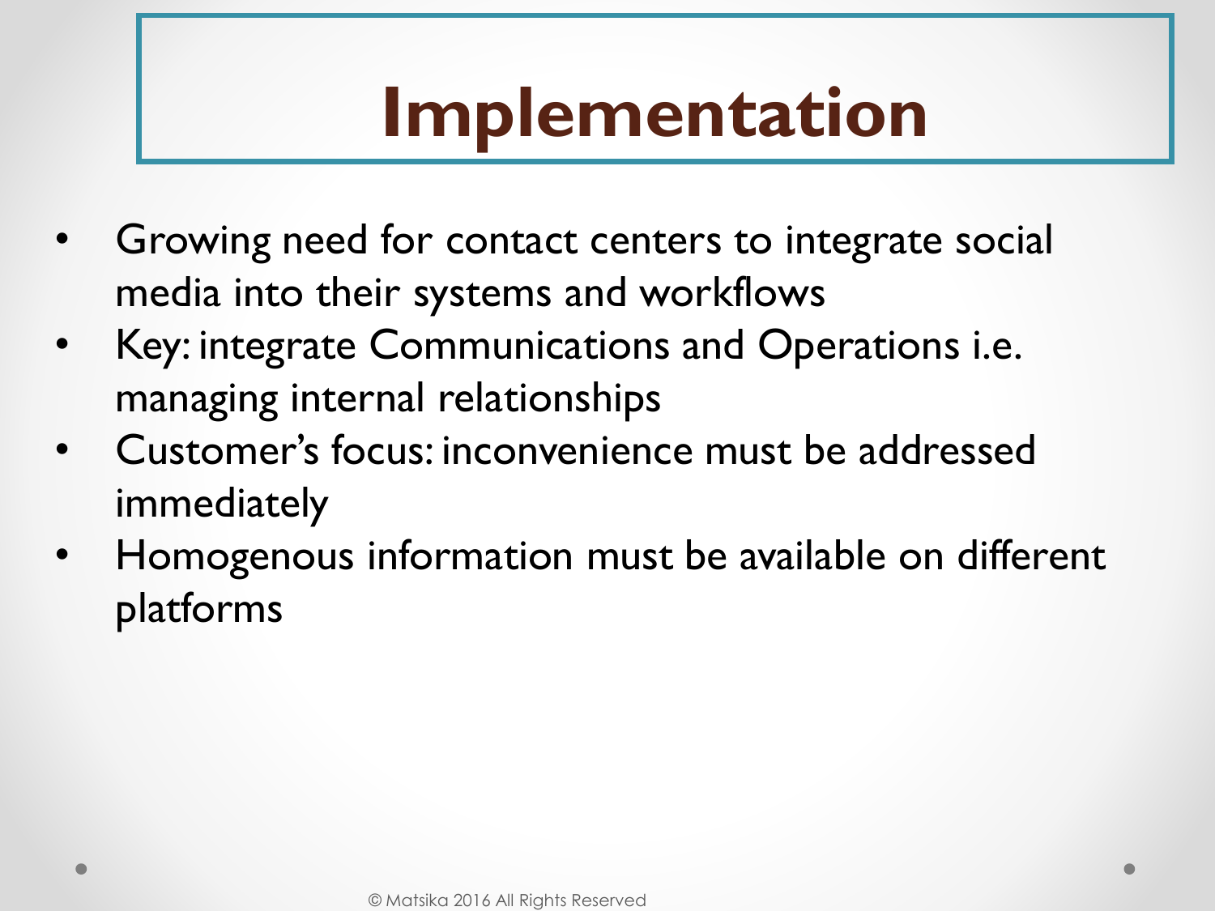# Implementation

- Growing need for contact centers to integrate social media into their systems and workflows
- Key: integrate Communications and Operations i.e. managing internal relationships
- Customer's focus: inconvenience must be addressed immediately
- Homogenous information must be available on different platforms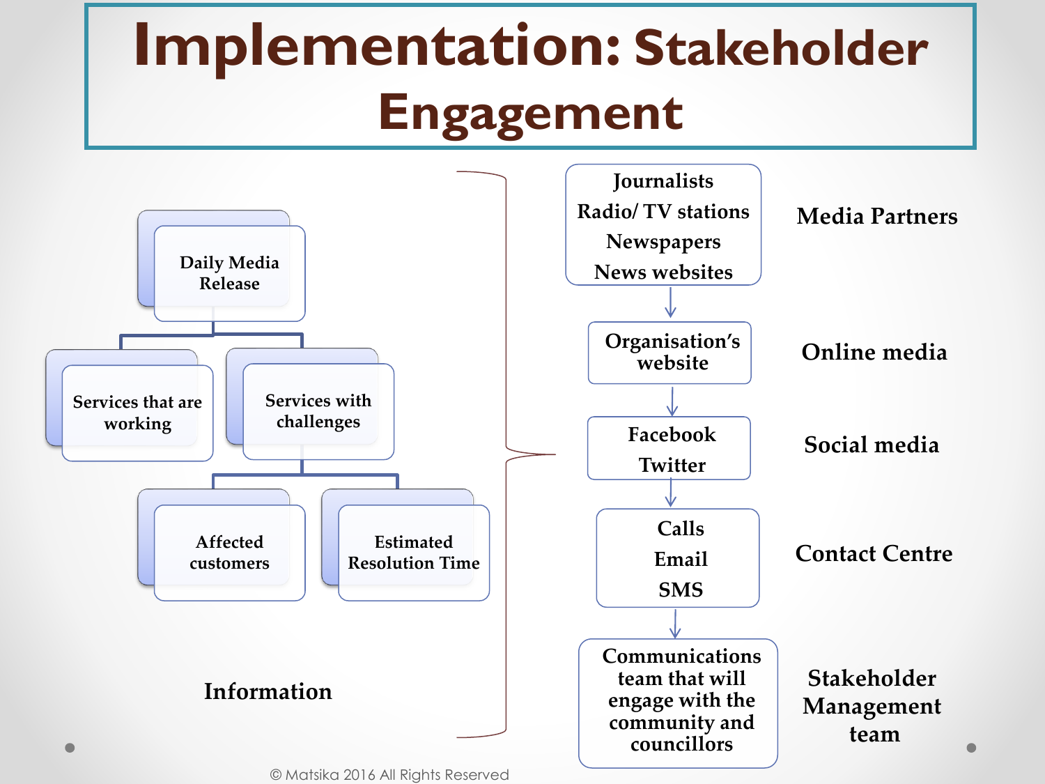# Implementation: Stakeholder Engagement

**Information**

- Daily Media Release
  - Services that are working
  - Services with challenges
    - Affected customers
    - Estimated Resolution Time

| Channel | Category |
| --- | --- |
| Journalists, Radio/ TV stations, Newspapers, News websites | Media Partners |
| Organisation's website | Online media |
| Facebook, Twitter | Social media |
| Calls, Email, SMS | Contact Centre |
| Communications team that will engage with the community and councillors | Stakeholder Management team |

© Matsika 2016 All Rights Reserved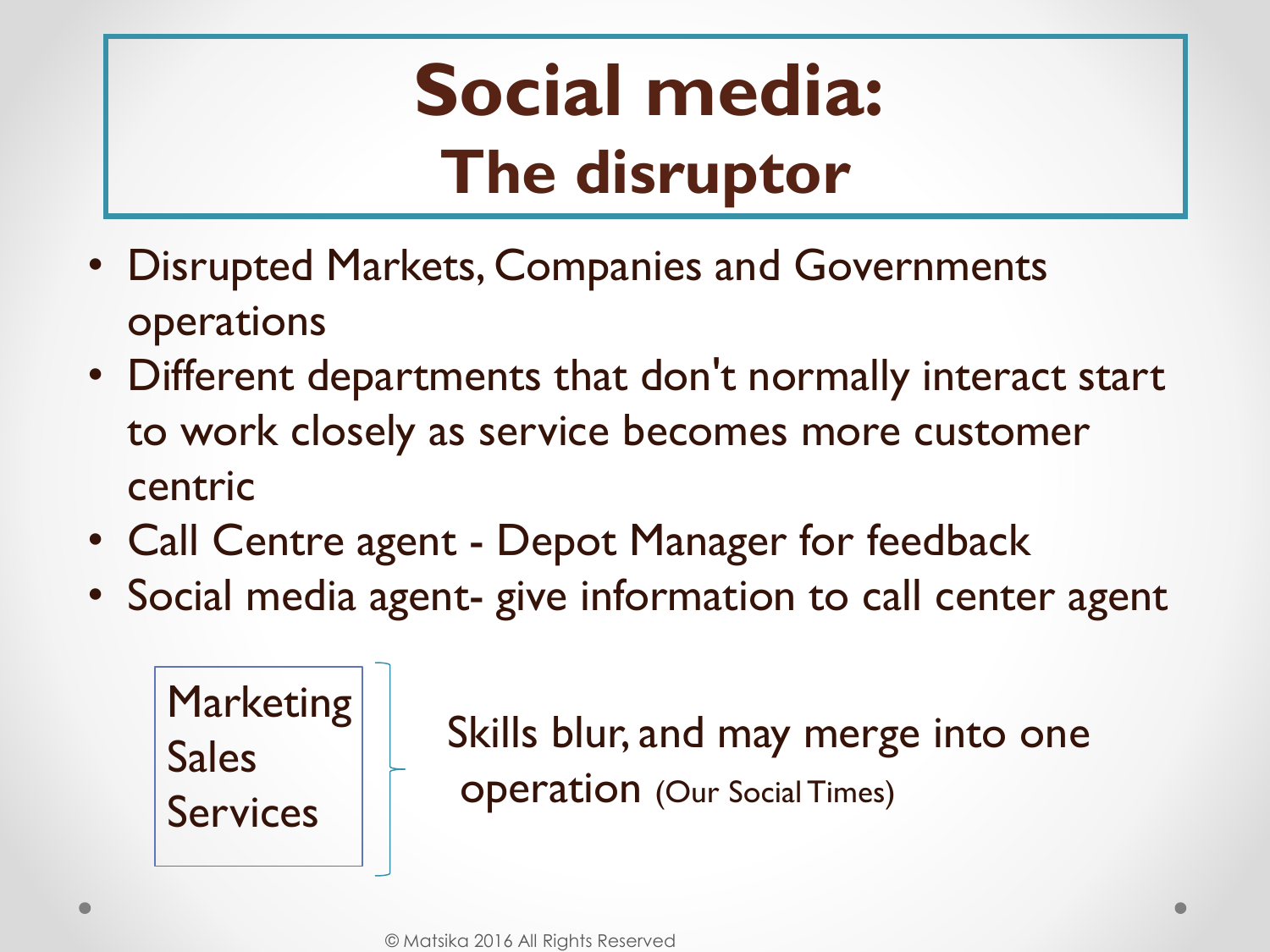# Social media: The disruptor

- Disrupted Markets, Companies and Governments operations
- Different departments that don't normally interact start to work closely as service becomes more customer centric
- Call Centre agent - Depot Manager for feedback
- Social media agent- give information to call center agent

Marketing
Sales
Services

Skills blur, and may merge into one operation (Our Social Times)

© Matsika 2016 All Rights Reserved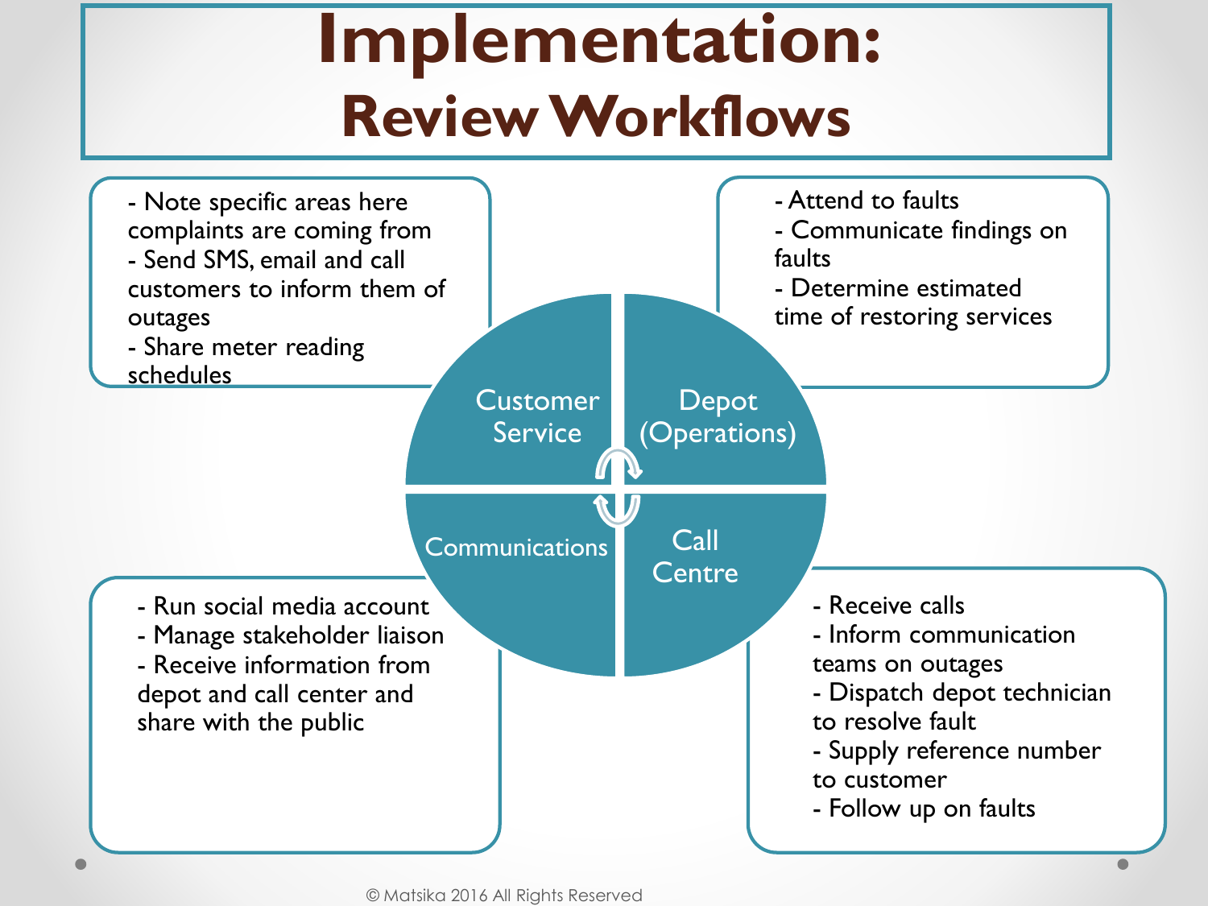# Implementation:
## Review Workflows

### Customer Service

- Note specific areas here complaints are coming from
- Send SMS, email and call customers to inform them of outages
- Share meter reading schedules

### Depot (Operations)

- Attend to faults
- Communicate findings on faults
- Determine estimated time of restoring services

### Communications

- Run social media account
- Manage stakeholder liaison
- Receive information from depot and call center and share with the public

### Call Centre

- Receive calls
- Inform communication teams on outages
- Dispatch depot technician to resolve fault
- Supply reference number to customer
- Follow up on faults

© Matsika 2016 All Rights Reserved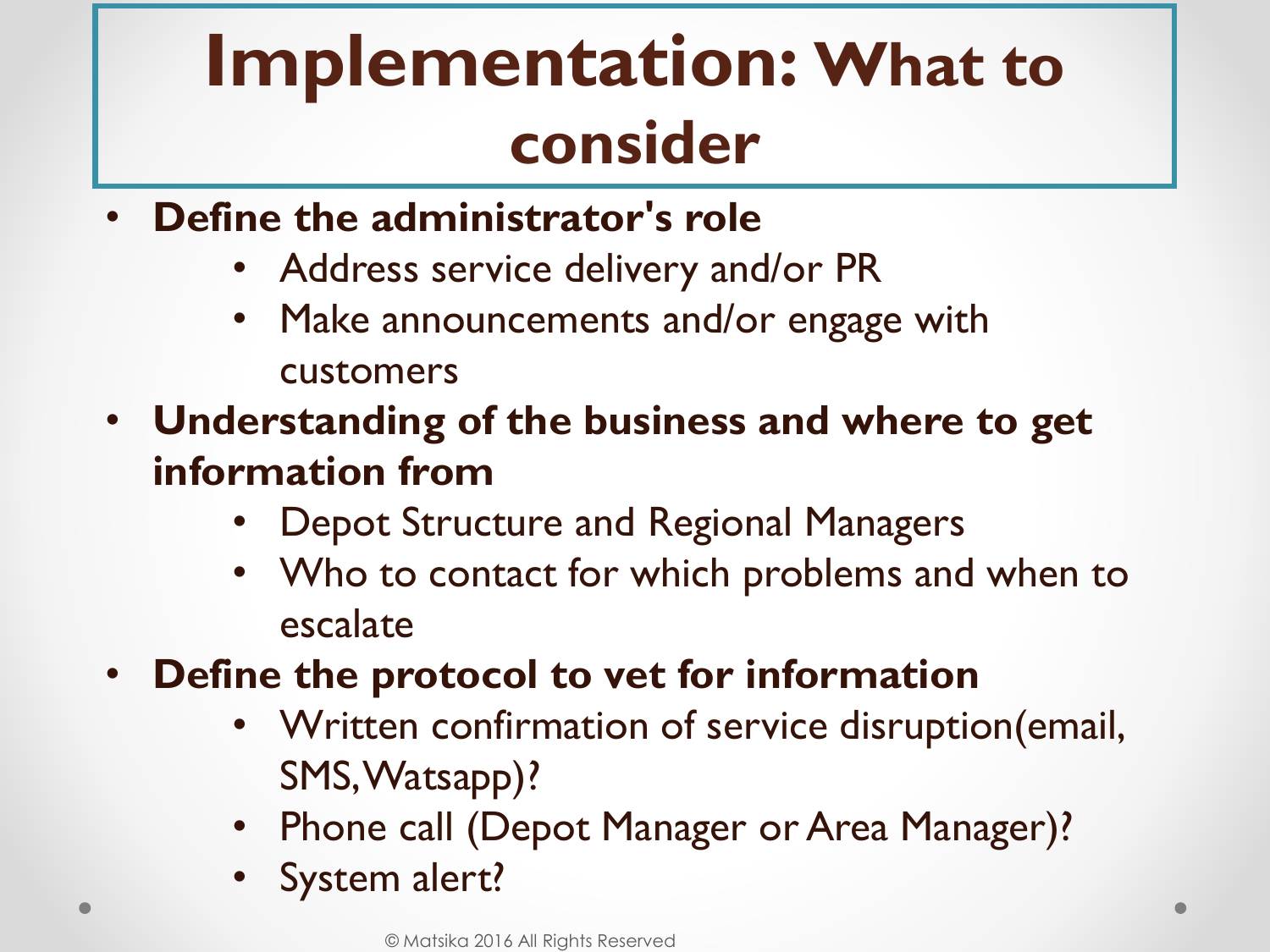# Implementation: What to consider

- **Define the administrator's role**
  - Address service delivery and/or PR
  - Make announcements and/or engage with customers
- **Understanding of the business and where to get information from**
  - Depot Structure and Regional Managers
  - Who to contact for which problems and when to escalate
- **Define the protocol to vet for information**
  - Written confirmation of service disruption(email, SMS, Watsapp)?
  - Phone call (Depot Manager or Area Manager)?
  - System alert?

© Matsika 2016 All Rights Reserved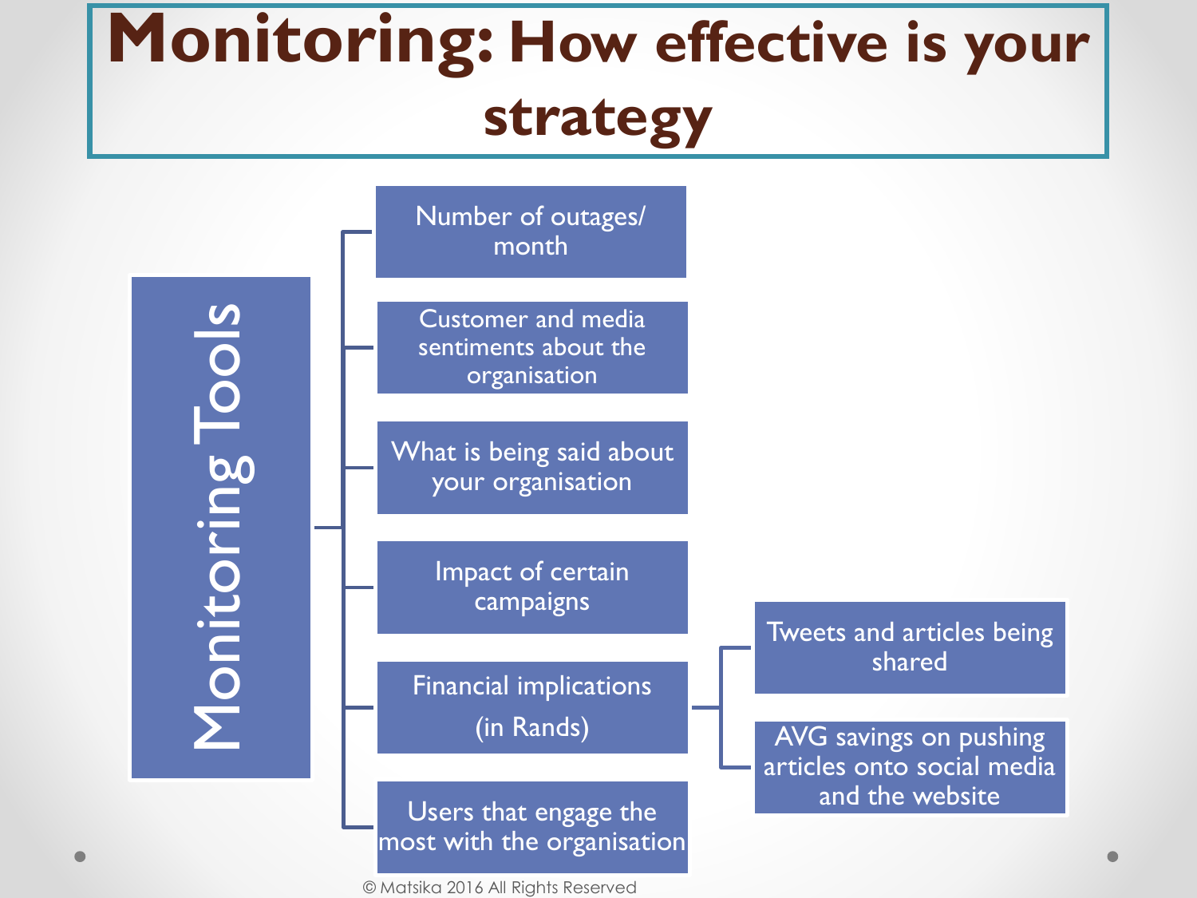# Monitoring: How effective is your strategy

**Monitoring Tools**

- Number of outages/ month
- Customer and media sentiments about the organisation
- What is being said about your organisation
- Impact of certain campaigns
- Financial implications (in Rands)
  - Tweets and articles being shared
  - AVG savings on pushing articles onto social media and the website
- Users that engage the most with the organisation

© Matsika 2016 All Rights Reserved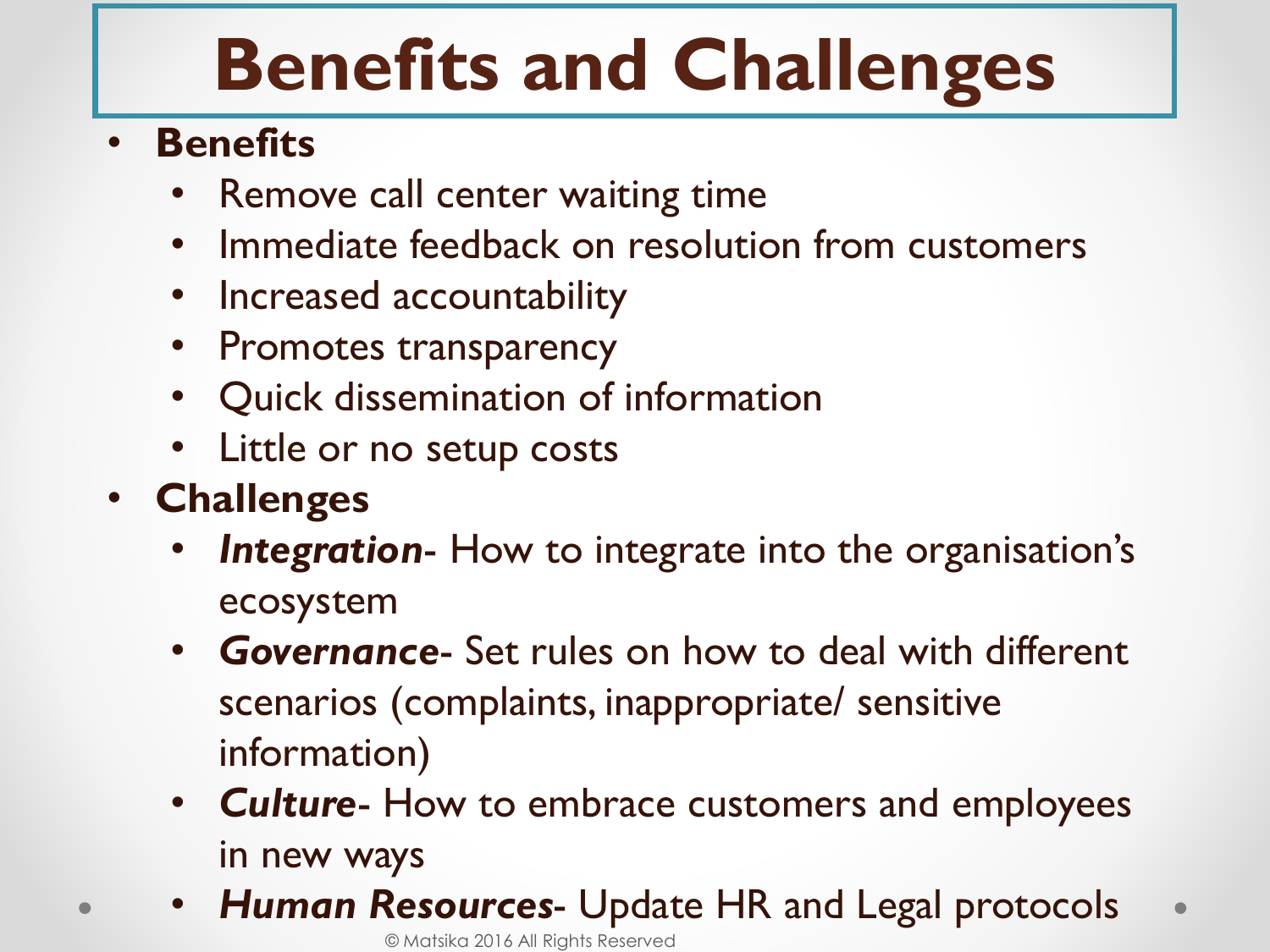# Benefits and Challenges

- **Benefits**
  - Remove call center waiting time
  - Immediate feedback on resolution from customers
  - Increased accountability
  - Promotes transparency
  - Quick dissemination of information
  - Little or no setup costs
- **Challenges**
  - ***Integration***- How to integrate into the organisation's ecosystem
  - ***Governance***- Set rules on how to deal with different scenarios (complaints, inappropriate/ sensitive information)
  - ***Culture***- How to embrace customers and employees in new ways
  - ***Human Resources***- Update HR and Legal protocols

© Matsika 2016 All Rights Reserved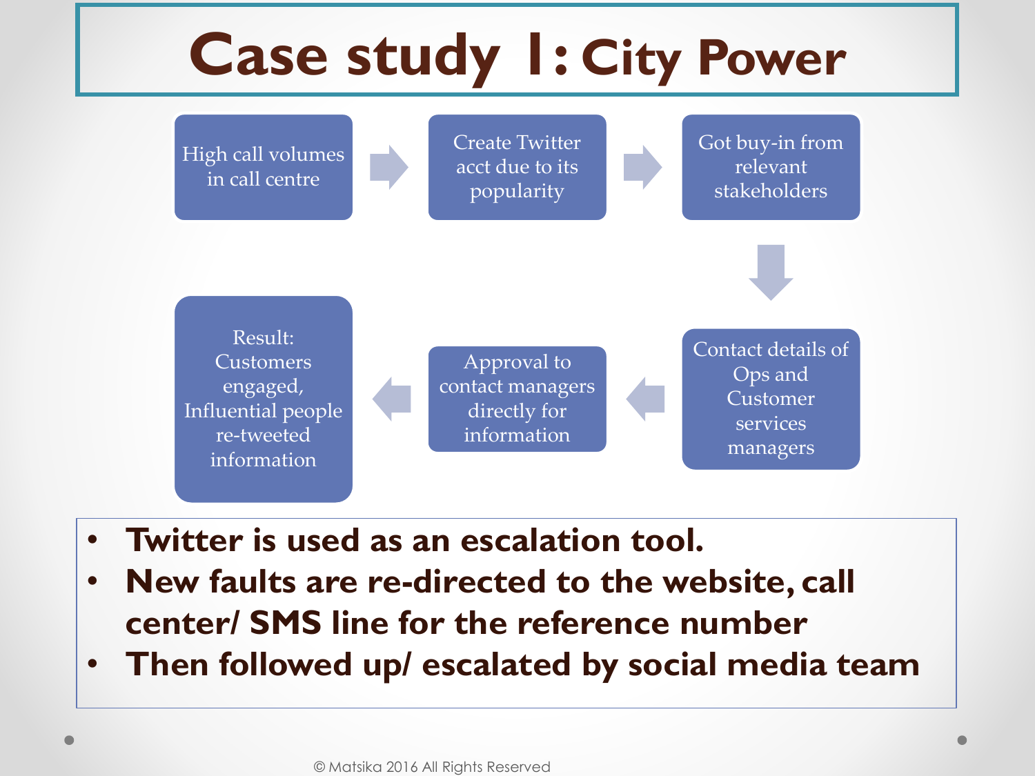# Case study 1: City Power

High call volumes in call centre → Create Twitter acct due to its popularity → Got buy-in from relevant stakeholders → Contact details of Ops and Customer services managers → Approval to contact managers directly for information → Result: Customers engaged, Influential people re-tweeted information

- **Twitter is used as an escalation tool.**
- **New faults are re-directed to the website, call center/ SMS line for the reference number**
- **Then followed up/ escalated by social media team**

© Matsika 2016 All Rights Reserved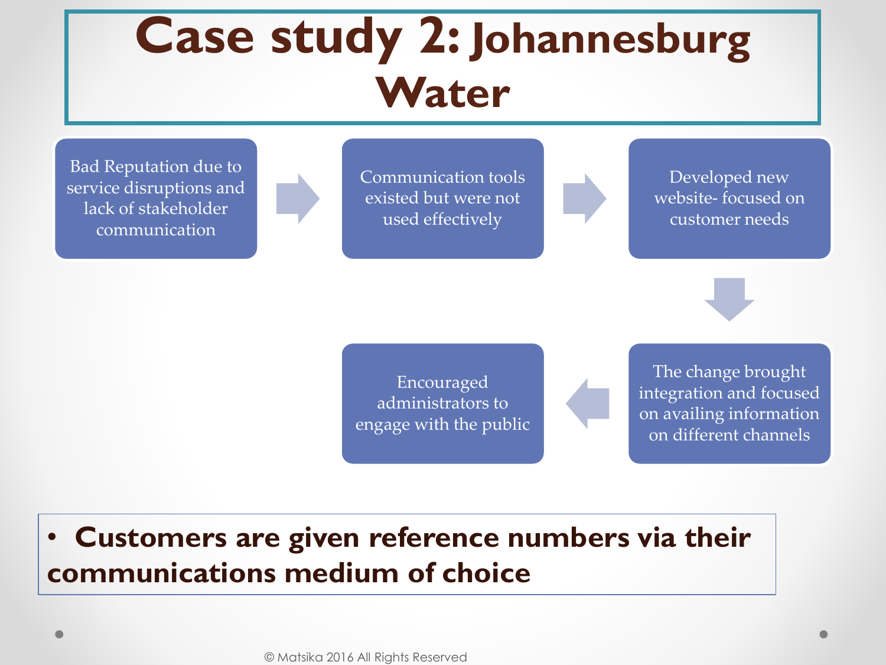# Case study 2: Johannesburg Water

Bad Reputation due to service disruptions and lack of stakeholder communication → Communication tools existed but were not used effectively → Developed new website- focused on customer needs → The change brought integration and focused on availing information on different channels → Encouraged administrators to engage with the public

- **Customers are given reference numbers via their communications medium of choice**

© Matsika 2016 All Rights Reserved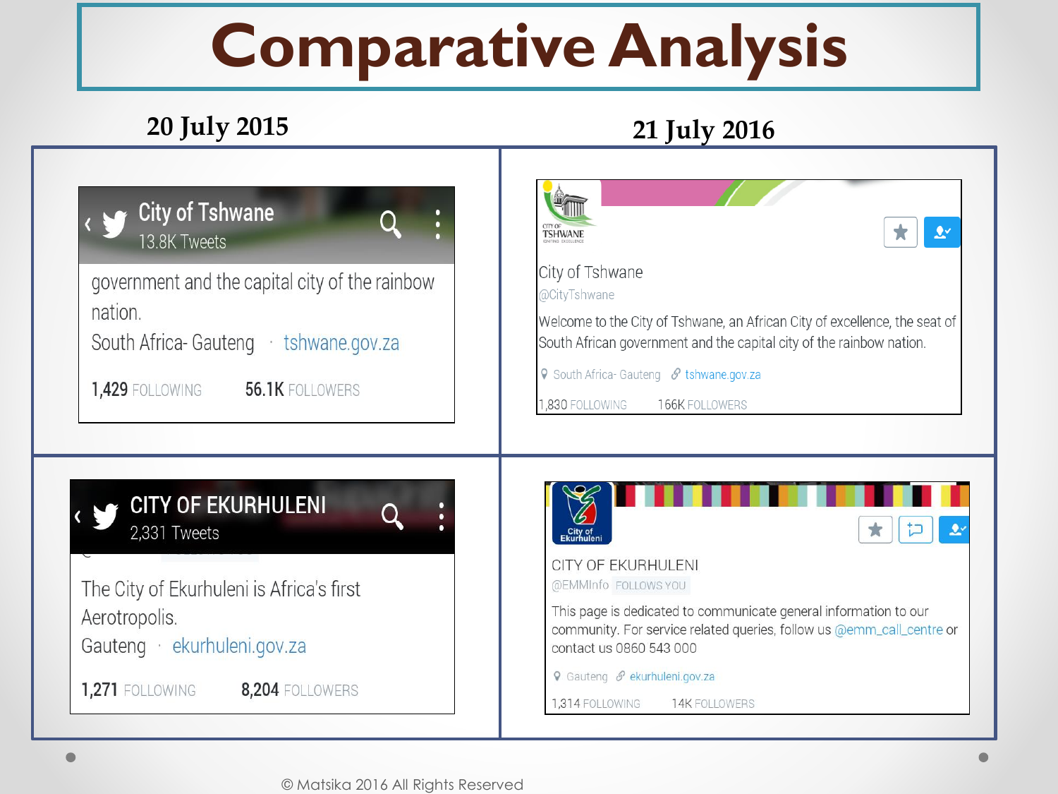# Comparative Analysis

| 20 July 2015 | 21 July 2016 |
| --- | --- |
| City of Tshwane<br>13.8K Tweets<br>government and the capital city of the rainbow nation.<br>South Africa- Gauteng · tshwane.gov.za<br>1,429 FOLLOWING 56.1K FOLLOWERS | City of Tshwane<br>@CityTshwane<br>Welcome to the City of Tshwane, an African City of excellence, the seat of South African government and the capital city of the rainbow nation.<br>South Africa- Gauteng tshwane.gov.za<br>1,830 FOLLOWING 166K FOLLOWERS |
| CITY OF EKURHULENI<br>2,331 Tweets<br>The City of Ekurhuleni is Africa's first Aerotropolis.<br>Gauteng · ekurhuleni.gov.za<br>1,271 FOLLOWING 8,204 FOLLOWERS | CITY OF EKURHULENI<br>@EMMInfo FOLLOWS YOU<br>This page is dedicated to communicate general information to our community. For service related queries, follow us @emm_call_centre or contact us 0860 543 000<br>Gauteng ekurhuleni.gov.za<br>1,314 FOLLOWING 14K FOLLOWERS |

© Matsika 2016 All Rights Reserved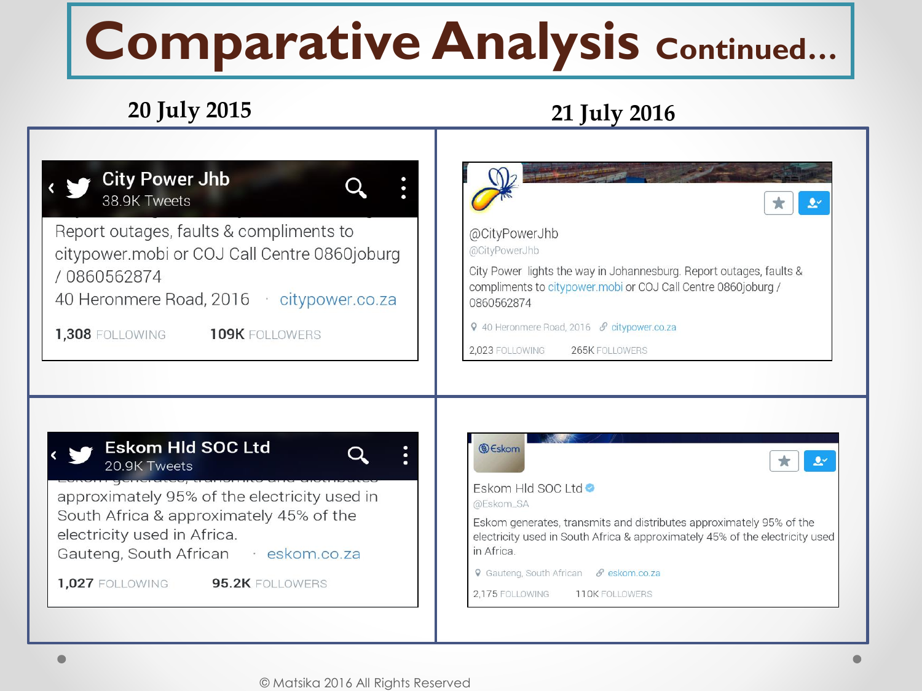# Comparative Analysis Continued...

| 20 July 2015 | 21 July 2016 |
| --- | --- |
| **City Power Jhb**<br>38.9K Tweets<br>Report outages, faults & compliments to citypower.mobi or COJ Call Centre 0860joburg / 0860562874<br>40 Heronmere Road, 2016 · citypower.co.za<br>**1,308** FOLLOWING **109K** FOLLOWERS | @CityPowerJhb<br>@CityPowerJhb<br>City Power lights the way in Johannesburg. Report outages, faults & compliments to citypower.mobi or COJ Call Centre 0860joburg / 0860562874<br>40 Heronmere Road, 2016 citypower.co.za<br>2,023 FOLLOWING 265K FOLLOWERS |
| **Eskom Hld SOC Ltd**<br>20.9K Tweets<br>approximately 95% of the electricity used in South Africa & approximately 45% of the electricity used in Africa.<br>Gauteng, South African · eskom.co.za<br>**1,027** FOLLOWING **95.2K** FOLLOWERS | Eskom Hld SOC Ltd<br>@Eskom_SA<br>Eskom generates, transmits and distributes approximately 95% of the electricity used in South Africa & approximately 45% of the electricity used in Africa.<br>Gauteng, South African eskom.co.za<br>2,175 FOLLOWING 110K FOLLOWERS |

© Matsika 2016 All Rights Reserved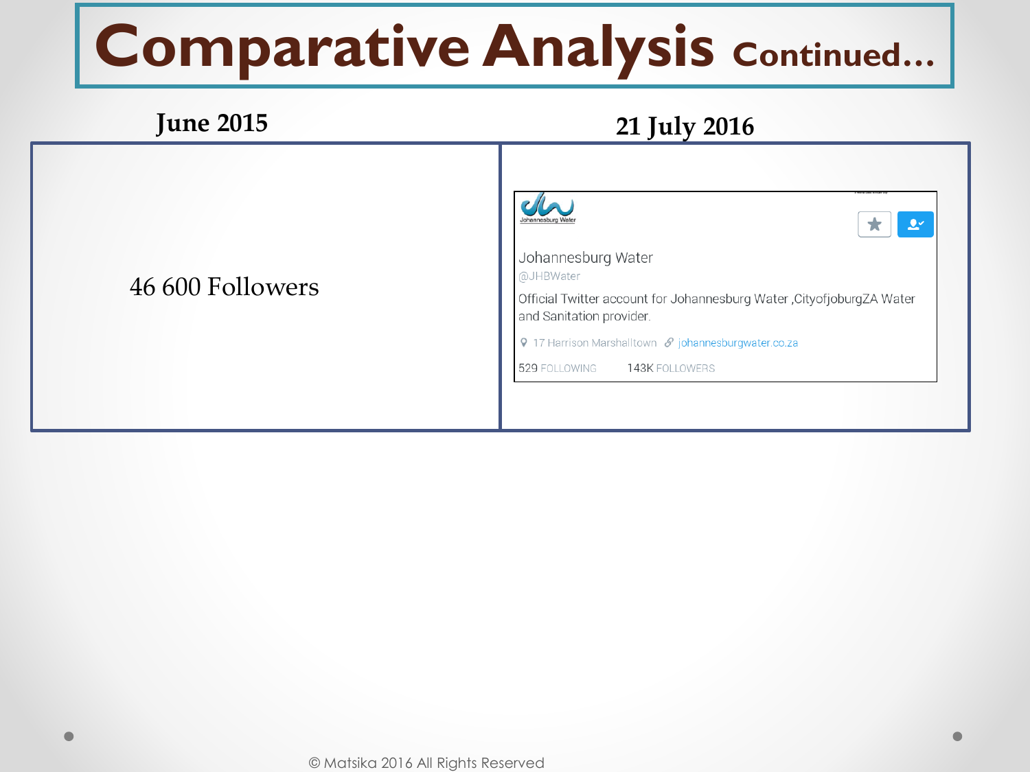# Comparative Analysis Continued...

| June 2015 | 21 July 2016 |
| --- | --- |
| 46 600 Followers | Johannesburg Water<br>@JHBWater<br>Official Twitter account for Johannesburg Water ,CityofjoburgZA Water and Sanitation provider.<br>17 Harrison Marshalltown · johannesburgwater.co.za<br>529 FOLLOWING 143K FOLLOWERS |

© Matsika 2016 All Rights Reserved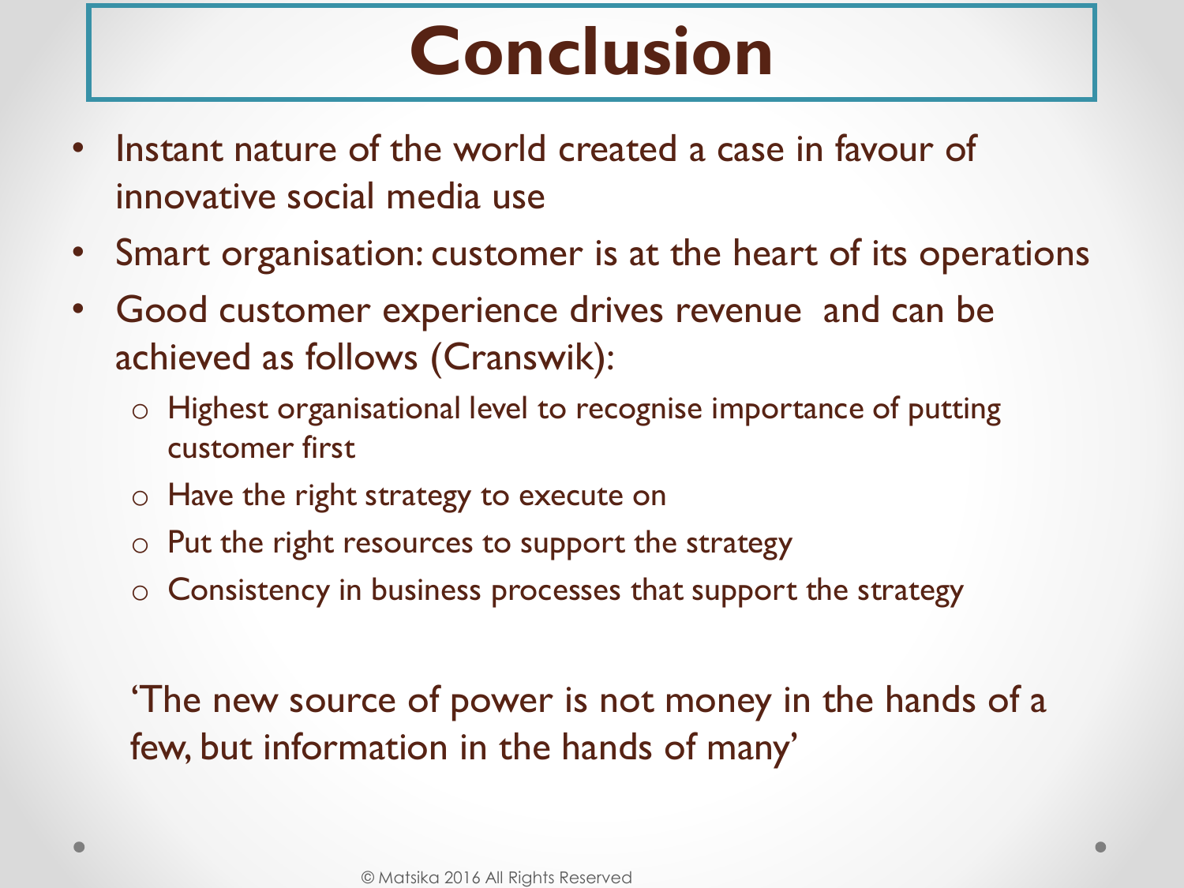# Conclusion

- Instant nature of the world created a case in favour of innovative social media use
- Smart organisation: customer is at the heart of its operations
- Good customer experience drives revenue and can be achieved as follows (Cranswik):
  - Highest organisational level to recognise importance of putting customer first
  - Have the right strategy to execute on
  - Put the right resources to support the strategy
  - Consistency in business processes that support the strategy

'The new source of power is not money in the hands of a few, but information in the hands of many'

© Matsika 2016 All Rights Reserved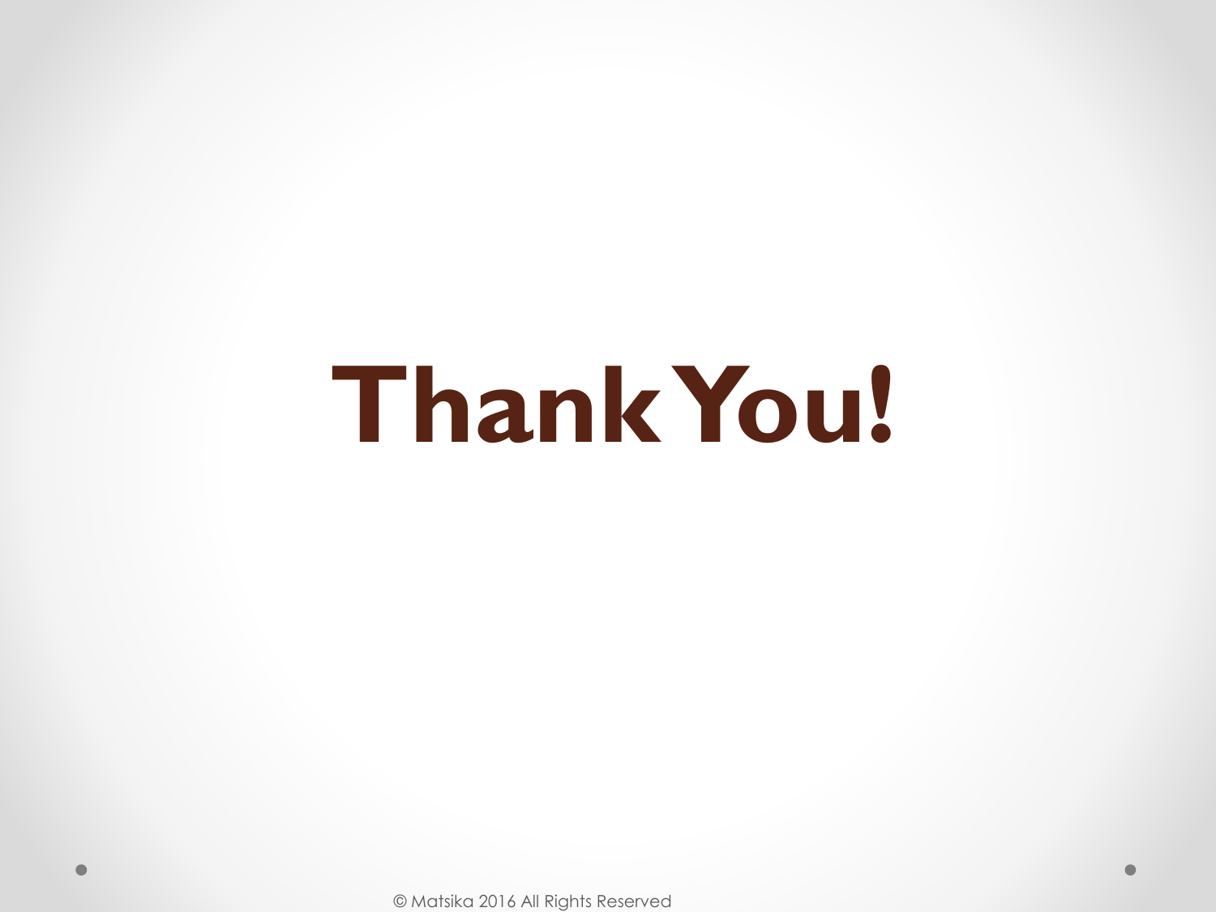# Thank You!